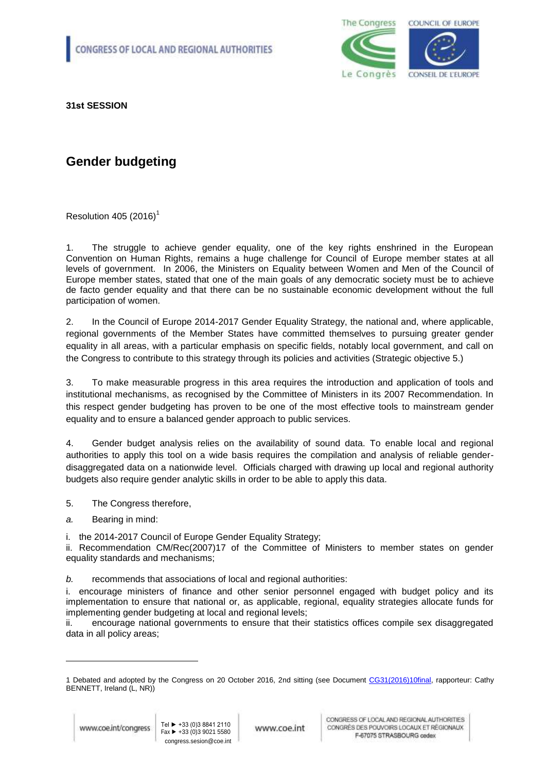**CONGRESS OF LOCAL AND REGIONAL AUTHORITIES**

**31st SESSION**

# Gender budgeting

Resolution 405 (2016)[1]

1. The struggle to achieve gender equality, one of the key rights enshrined in the European Convention on Human Rights, remains a huge challenge for Council of Europe member states at all levels of government. In 2006, the Ministers on Equality between Women and Men of the Council of Europe member states, stated that one of the main goals of any democratic society must be to achieve de facto gender equality and that there can be no sustainable economic development without the full participation of women.

2. In the Council of Europe 2014-2017 Gender Equality Strategy, the national and, where applicable, regional governments of the Member States have committed themselves to pursuing greater gender equality in all areas, with a particular emphasis on specific fields, notably local government, and call on the Congress to contribute to this strategy through its policies and activities (Strategic objective 5.)

3. To make measurable progress in this area requires the introduction and application of tools and institutional mechanisms, as recognised by the Committee of Ministers in its 2007 Recommendation. In this respect gender budgeting has proven to be one of the most effective tools to mainstream gender equality and to ensure a balanced gender approach to public services.

4. Gender budget analysis relies on the availability of sound data. To enable local and regional authorities to apply this tool on a wide basis requires the compilation and analysis of reliable gender-disaggregated data on a nationwide level. Officials charged with drawing up local and regional authority budgets also require gender analytic skills in order to be able to apply this data.

5. The Congress therefore,

*a.* Bearing in mind:

i. the 2014-2017 Council of Europe Gender Equality Strategy;

ii. Recommendation CM/Rec(2007)17 of the Committee of Ministers to member states on gender equality standards and mechanisms;

*b.* recommends that associations of local and regional authorities:

i. encourage ministers of finance and other senior personnel engaged with budget policy and its implementation to ensure that national or, as applicable, regional, equality strategies allocate funds for implementing gender budgeting at local and regional levels;

ii. encourage national governments to ensure that their statistics offices compile sex disaggregated data in all policy areas;

---

1 Debated and adopted by the Congress on 20 October 2016, 2nd sitting (see Document CG31(2016)10final, rapporteur: Cathy BENNETT, Ireland (L, NR))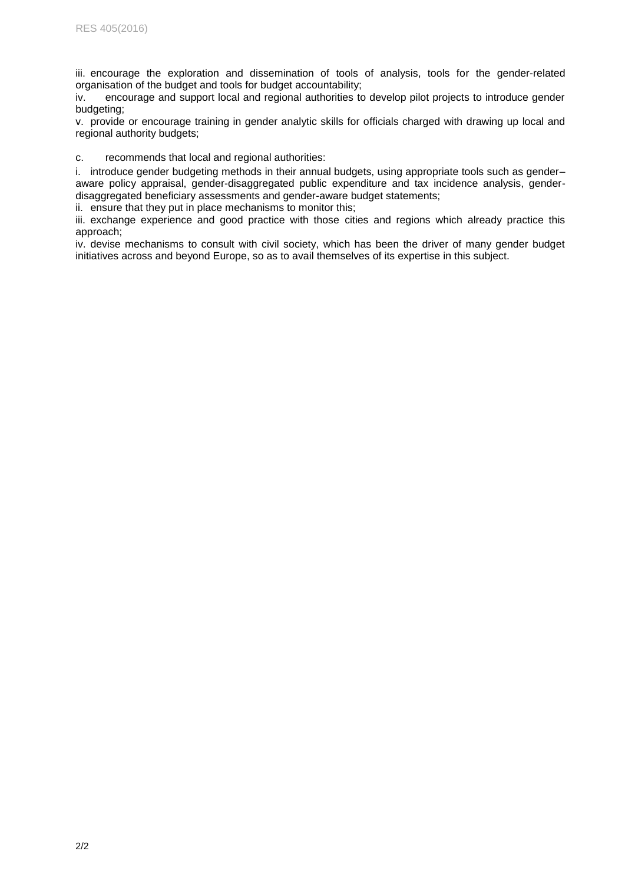iii. encourage the exploration and dissemination of tools of analysis, tools for the gender-related organisation of the budget and tools for budget accountability;

iv. encourage and support local and regional authorities to develop pilot projects to introduce gender budgeting;

v. provide or encourage training in gender analytic skills for officials charged with drawing up local and regional authority budgets;

c. recommends that local and regional authorities:

i. introduce gender budgeting methods in their annual budgets, using appropriate tools such as gender–aware policy appraisal, gender-disaggregated public expenditure and tax incidence analysis, gender-disaggregated beneficiary assessments and gender-aware budget statements;

ii. ensure that they put in place mechanisms to monitor this;

iii. exchange experience and good practice with those cities and regions which already practice this approach;

iv. devise mechanisms to consult with civil society, which has been the driver of many gender budget initiatives across and beyond Europe, so as to avail themselves of its expertise in this subject.